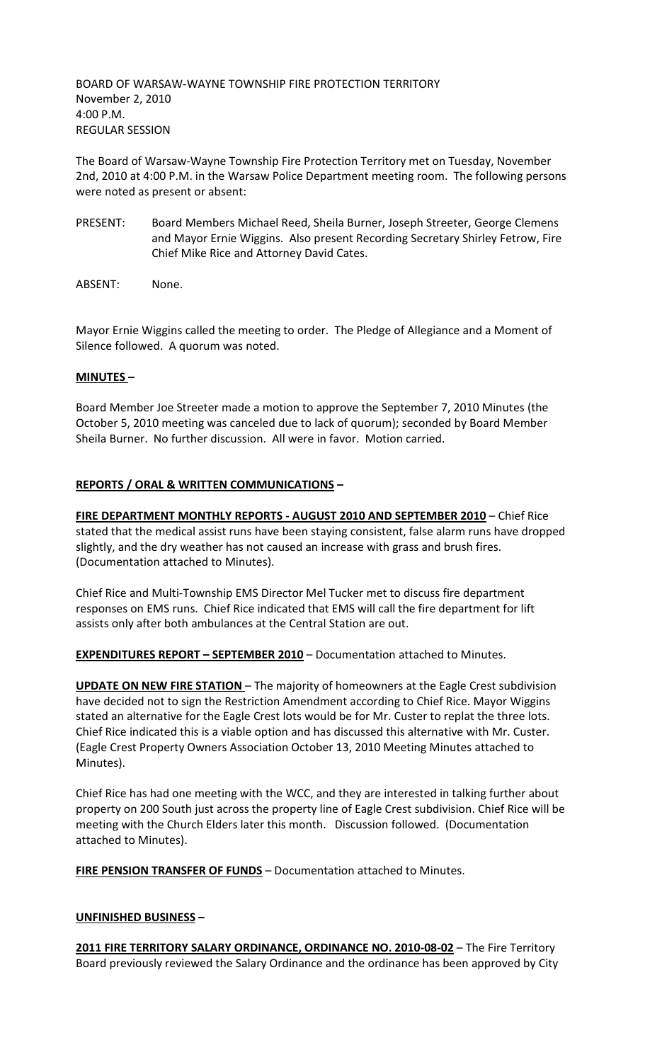BOARD OF WARSAW-WAYNE TOWNSHIP FIRE PROTECTION TERRITORY
November 2, 2010
4:00 P.M.
REGULAR SESSION

The Board of Warsaw-Wayne Township Fire Protection Territory met on Tuesday, November 2nd, 2010 at 4:00 P.M. in the Warsaw Police Department meeting room. The following persons were noted as present or absent:

PRESENT: Board Members Michael Reed, Sheila Burner, Joseph Streeter, George Clemens and Mayor Ernie Wiggins. Also present Recording Secretary Shirley Fetrow, Fire Chief Mike Rice and Attorney David Cates.

ABSENT: None.

Mayor Ernie Wiggins called the meeting to order. The Pledge of Allegiance and a Moment of Silence followed. A quorum was noted.

**MINUTES –**

Board Member Joe Streeter made a motion to approve the September 7, 2010 Minutes (the October 5, 2010 meeting was canceled due to lack of quorum); seconded by Board Member Sheila Burner. No further discussion. All were in favor. Motion carried.

**REPORTS / ORAL & WRITTEN COMMUNICATIONS –**

**FIRE DEPARTMENT MONTHLY REPORTS - AUGUST 2010 AND SEPTEMBER 2010** – Chief Rice stated that the medical assist runs have been staying consistent, false alarm runs have dropped slightly, and the dry weather has not caused an increase with grass and brush fires. (Documentation attached to Minutes).

Chief Rice and Multi-Township EMS Director Mel Tucker met to discuss fire department responses on EMS runs. Chief Rice indicated that EMS will call the fire department for lift assists only after both ambulances at the Central Station are out.

**EXPENDITURES REPORT – SEPTEMBER 2010** – Documentation attached to Minutes.

**UPDATE ON NEW FIRE STATION** – The majority of homeowners at the Eagle Crest subdivision have decided not to sign the Restriction Amendment according to Chief Rice. Mayor Wiggins stated an alternative for the Eagle Crest lots would be for Mr. Custer to replat the three lots. Chief Rice indicated this is a viable option and has discussed this alternative with Mr. Custer. (Eagle Crest Property Owners Association October 13, 2010 Meeting Minutes attached to Minutes).

Chief Rice has had one meeting with the WCC, and they are interested in talking further about property on 200 South just across the property line of Eagle Crest subdivision. Chief Rice will be meeting with the Church Elders later this month. Discussion followed. (Documentation attached to Minutes).

**FIRE PENSION TRANSFER OF FUNDS** – Documentation attached to Minutes.

**UNFINISHED BUSINESS –**

**2011 FIRE TERRITORY SALARY ORDINANCE, ORDINANCE NO. 2010-08-02** – The Fire Territory Board previously reviewed the Salary Ordinance and the ordinance has been approved by City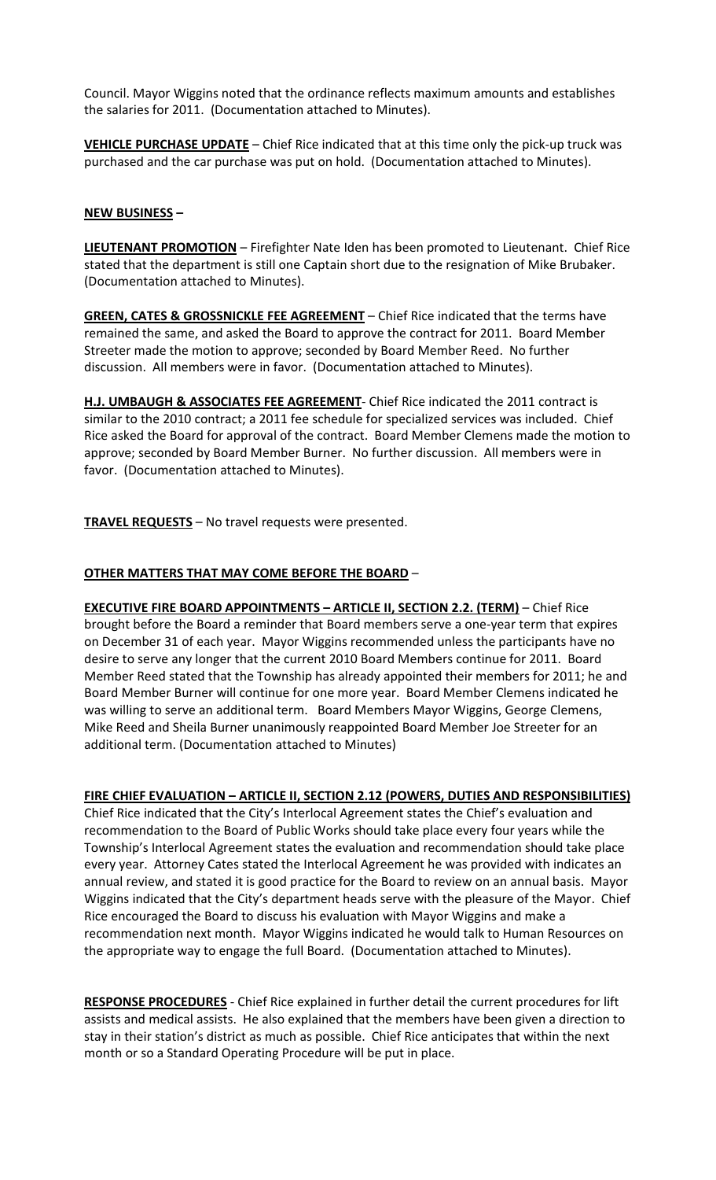Council. Mayor Wiggins noted that the ordinance reflects maximum amounts and establishes the salaries for 2011. (Documentation attached to Minutes).

**VEHICLE PURCHASE UPDATE** – Chief Rice indicated that at this time only the pick-up truck was purchased and the car purchase was put on hold. (Documentation attached to Minutes).

**NEW BUSINESS –**

**LIEUTENANT PROMOTION** – Firefighter Nate Iden has been promoted to Lieutenant. Chief Rice stated that the department is still one Captain short due to the resignation of Mike Brubaker. (Documentation attached to Minutes).

**GREEN, CATES & GROSSNICKLE FEE AGREEMENT** – Chief Rice indicated that the terms have remained the same, and asked the Board to approve the contract for 2011. Board Member Streeter made the motion to approve; seconded by Board Member Reed. No further discussion. All members were in favor. (Documentation attached to Minutes).

**H.J. UMBAUGH & ASSOCIATES FEE AGREEMENT**- Chief Rice indicated the 2011 contract is similar to the 2010 contract; a 2011 fee schedule for specialized services was included. Chief Rice asked the Board for approval of the contract. Board Member Clemens made the motion to approve; seconded by Board Member Burner. No further discussion. All members were in favor. (Documentation attached to Minutes).

**TRAVEL REQUESTS** – No travel requests were presented.

**OTHER MATTERS THAT MAY COME BEFORE THE BOARD** –

**EXECUTIVE FIRE BOARD APPOINTMENTS – ARTICLE II, SECTION 2.2. (TERM)** – Chief Rice brought before the Board a reminder that Board members serve a one-year term that expires on December 31 of each year. Mayor Wiggins recommended unless the participants have no desire to serve any longer that the current 2010 Board Members continue for 2011. Board Member Reed stated that the Township has already appointed their members for 2011; he and Board Member Burner will continue for one more year. Board Member Clemens indicated he was willing to serve an additional term. Board Members Mayor Wiggins, George Clemens, Mike Reed and Sheila Burner unanimously reappointed Board Member Joe Streeter for an additional term. (Documentation attached to Minutes)

**FIRE CHIEF EVALUATION – ARTICLE II, SECTION 2.12 (POWERS, DUTIES AND RESPONSIBILITIES)** Chief Rice indicated that the City's Interlocal Agreement states the Chief's evaluation and recommendation to the Board of Public Works should take place every four years while the Township's Interlocal Agreement states the evaluation and recommendation should take place every year. Attorney Cates stated the Interlocal Agreement he was provided with indicates an annual review, and stated it is good practice for the Board to review on an annual basis. Mayor Wiggins indicated that the City's department heads serve with the pleasure of the Mayor. Chief Rice encouraged the Board to discuss his evaluation with Mayor Wiggins and make a recommendation next month. Mayor Wiggins indicated he would talk to Human Resources on the appropriate way to engage the full Board. (Documentation attached to Minutes).

**RESPONSE PROCEDURES** - Chief Rice explained in further detail the current procedures for lift assists and medical assists. He also explained that the members have been given a direction to stay in their station's district as much as possible. Chief Rice anticipates that within the next month or so a Standard Operating Procedure will be put in place.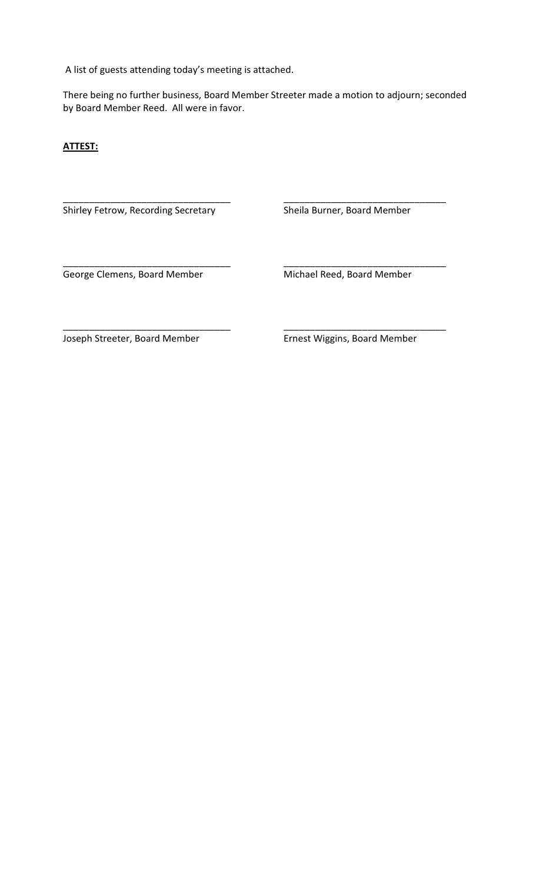A list of guests attending today's meeting is attached.

There being no further business, Board Member Streeter made a motion to adjourn; seconded by Board Member Reed. All were in favor.

**ATTEST:**

| | |
|---|---|
| _______________________________ | _______________________________ |
| Shirley Fetrow, Recording Secretary | Sheila Burner, Board Member |
| _______________________________ | _______________________________ |
| George Clemens, Board Member | Michael Reed, Board Member |
| _______________________________ | _______________________________ |
| Joseph Streeter, Board Member | Ernest Wiggins, Board Member |